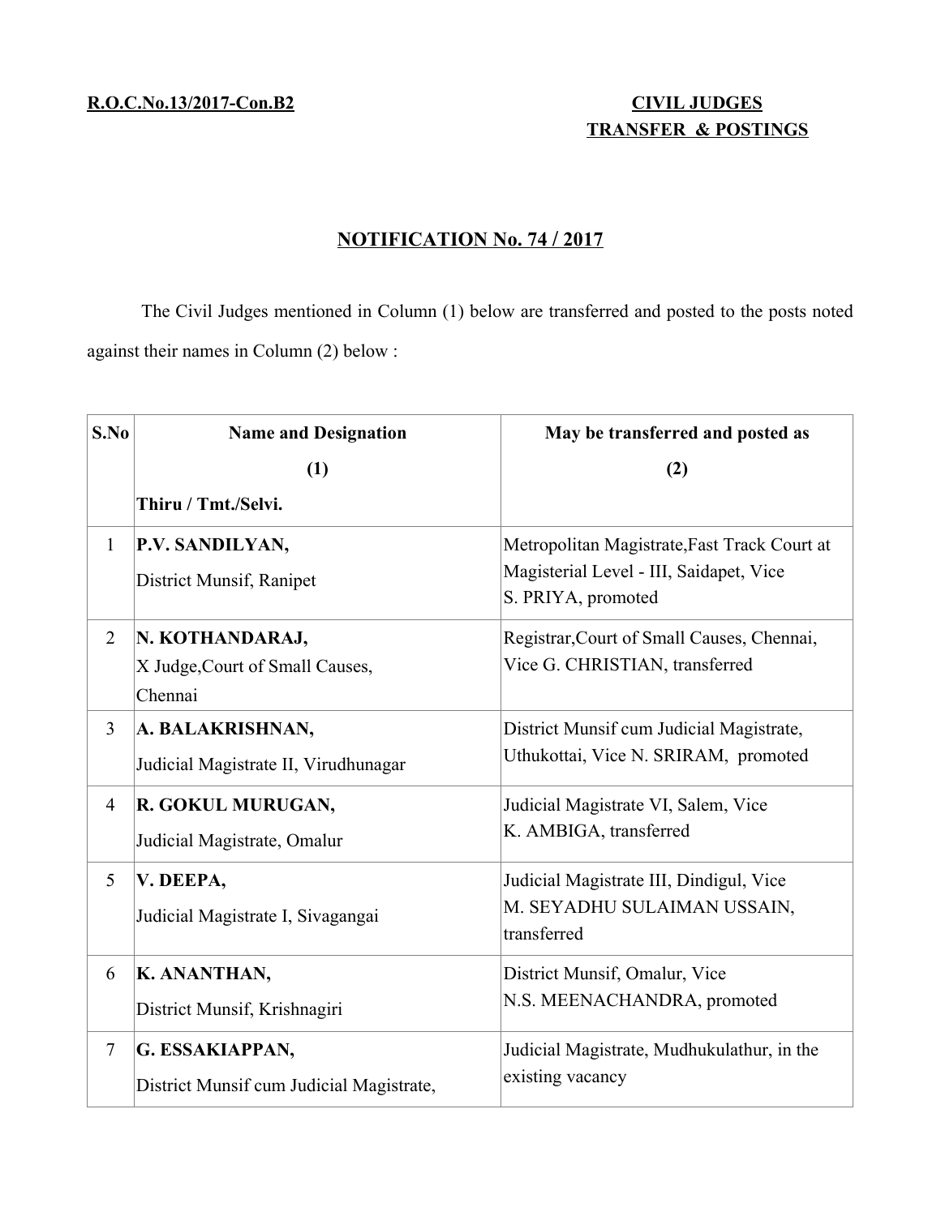**R.O.C.No.13/2017-Con.B2**

**CIVIL JUDGES TRANSFER & POSTINGS**

## NOTIFICATION No. 74 / 2017

The Civil Judges mentioned in Column (1) below are transferred and posted to the posts noted against their names in Column (2) below :

| S.No | Name and Designation (1) Thiru / Tmt./Selvi. | May be transferred and posted as (2) |
|---|---|---|
| 1 | **P.V. SANDILYAN,** District Munsif, Ranipet | Metropolitan Magistrate,Fast Track Court at Magisterial Level - III, Saidapet, Vice S. PRIYA, promoted |
| 2 | **N. KOTHANDARAJ,** X Judge,Court of Small Causes, Chennai | Registrar,Court of Small Causes, Chennai, Vice G. CHRISTIAN, transferred |
| 3 | **A. BALAKRISHNAN,** Judicial Magistrate II, Virudhunagar | District Munsif cum Judicial Magistrate, Uthukottai, Vice N. SRIRAM, promoted |
| 4 | **R. GOKUL MURUGAN,** Judicial Magistrate, Omalur | Judicial Magistrate VI, Salem, Vice K. AMBIGA, transferred |
| 5 | **V. DEEPA,** Judicial Magistrate I, Sivagangai | Judicial Magistrate III, Dindigul, Vice M. SEYADHU SULAIMAN USSAIN, transferred |
| 6 | **K. ANANTHAN,** District Munsif, Krishnagiri | District Munsif, Omalur, Vice N.S. MEENACHANDRA, promoted |
| 7 | **G. ESSAKIAPPAN,** District Munsif cum Judicial Magistrate, | Judicial Magistrate, Mudhukulathur, in the existing vacancy |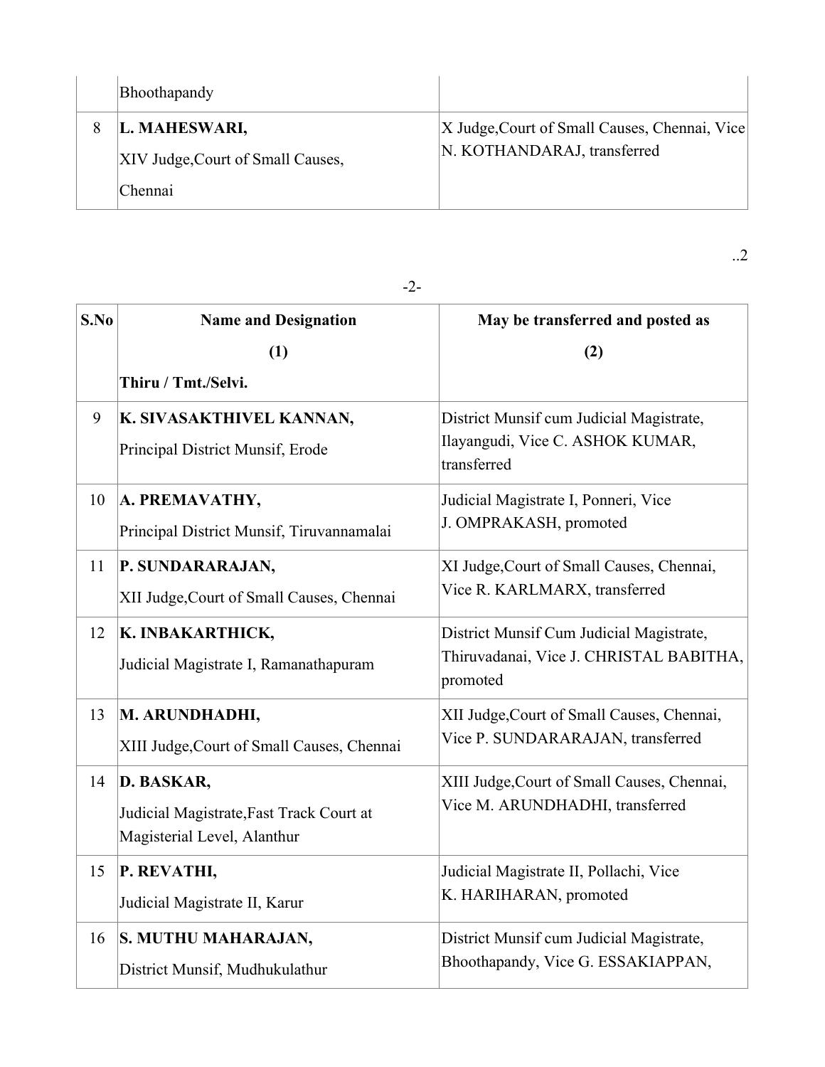| | | |
|---|---|---|
| | Bhoothapandy | |
| 8 | **L. MAHESWARI,**<br>XIV Judge,Court of Small Causes, Chennai | X Judge,Court of Small Causes, Chennai, Vice N. KOTHANDARAJ, transferred |

..2

-2-

| S.No | Name and Designation<br>(1)<br>Thiru / Tmt./Selvi. | May be transferred and posted as<br>(2) |
|---|---|---|
| 9 | **K. SIVASAKTHIVEL KANNAN,**<br>Principal District Munsif, Erode | District Munsif cum Judicial Magistrate, Ilayangudi, Vice C. ASHOK KUMAR, transferred |
| 10 | **A. PREMAVATHY,**<br>Principal District Munsif, Tiruvannamalai | Judicial Magistrate I, Ponneri, Vice J. OMPRAKASH, promoted |
| 11 | **P. SUNDARARAJAN,**<br>XII Judge,Court of Small Causes, Chennai | XI Judge,Court of Small Causes, Chennai, Vice R. KARLMARX, transferred |
| 12 | **K. INBAKARTHICK,**<br>Judicial Magistrate I, Ramanathapuram | District Munsif Cum Judicial Magistrate, Thiruvadanai, Vice J. CHRISTAL BABITHA, promoted |
| 13 | **M. ARUNDHADHI,**<br>XIII Judge,Court of Small Causes, Chennai | XII Judge,Court of Small Causes, Chennai, Vice P. SUNDARARAJAN, transferred |
| 14 | **D. BASKAR,**<br>Judicial Magistrate,Fast Track Court at Magisterial Level, Alanthur | XIII Judge,Court of Small Causes, Chennai, Vice M. ARUNDHADHI, transferred |
| 15 | **P. REVATHI,**<br>Judicial Magistrate II, Karur | Judicial Magistrate II, Pollachi, Vice K. HARIHARAN, promoted |
| 16 | **S. MUTHU MAHARAJAN,**<br>District Munsif, Mudhukulathur | District Munsif cum Judicial Magistrate, Bhoothapandy, Vice G. ESSAKIAPPAN, |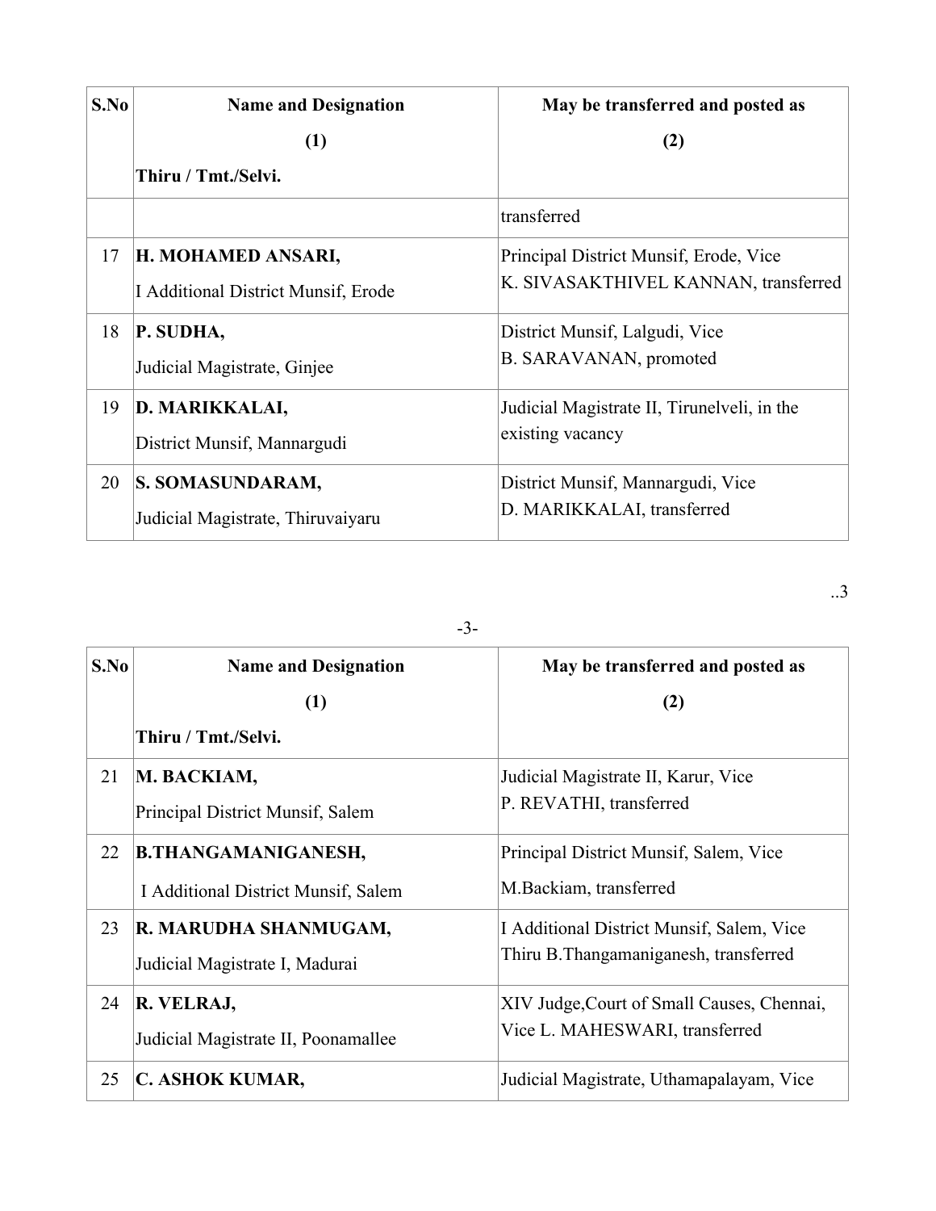| S.No | Name and Designation (1) Thiru / Tmt./Selvi. | May be transferred and posted as (2) |
|---|---|---|
| | | transferred |
| 17 | **H. MOHAMED ANSARI,** I Additional District Munsif, Erode | Principal District Munsif, Erode, Vice K. SIVASAKTHIVEL KANNAN, transferred |
| 18 | **P. SUDHA,** Judicial Magistrate, Ginjee | District Munsif, Lalgudi, Vice B. SARAVANAN, promoted |
| 19 | **D. MARIKKALAI,** District Munsif, Mannargudi | Judicial Magistrate II, Tirunelveli, in the existing vacancy |
| 20 | **S. SOMASUNDARAM,** Judicial Magistrate, Thiruvaiyaru | District Munsif, Mannargudi, Vice D. MARIKKALAI, transferred |

..3

-3-

| S.No | Name and Designation (1) Thiru / Tmt./Selvi. | May be transferred and posted as (2) |
|---|---|---|
| 21 | **M. BACKIAM,** Principal District Munsif, Salem | Judicial Magistrate II, Karur, Vice P. REVATHI, transferred |
| 22 | **B.THANGAMANIGANESH,** I Additional District Munsif, Salem | Principal District Munsif, Salem, Vice M.Backiam, transferred |
| 23 | **R. MARUDHA SHANMUGAM,** Judicial Magistrate I, Madurai | I Additional District Munsif, Salem, Vice Thiru B.Thangamaniganesh, transferred |
| 24 | **R. VELRAJ,** Judicial Magistrate II, Poonamallee | XIV Judge,Court of Small Causes, Chennai, Vice L. MAHESWARI, transferred |
| 25 | **C. ASHOK KUMAR,** | Judicial Magistrate, Uthamapalayam, Vice |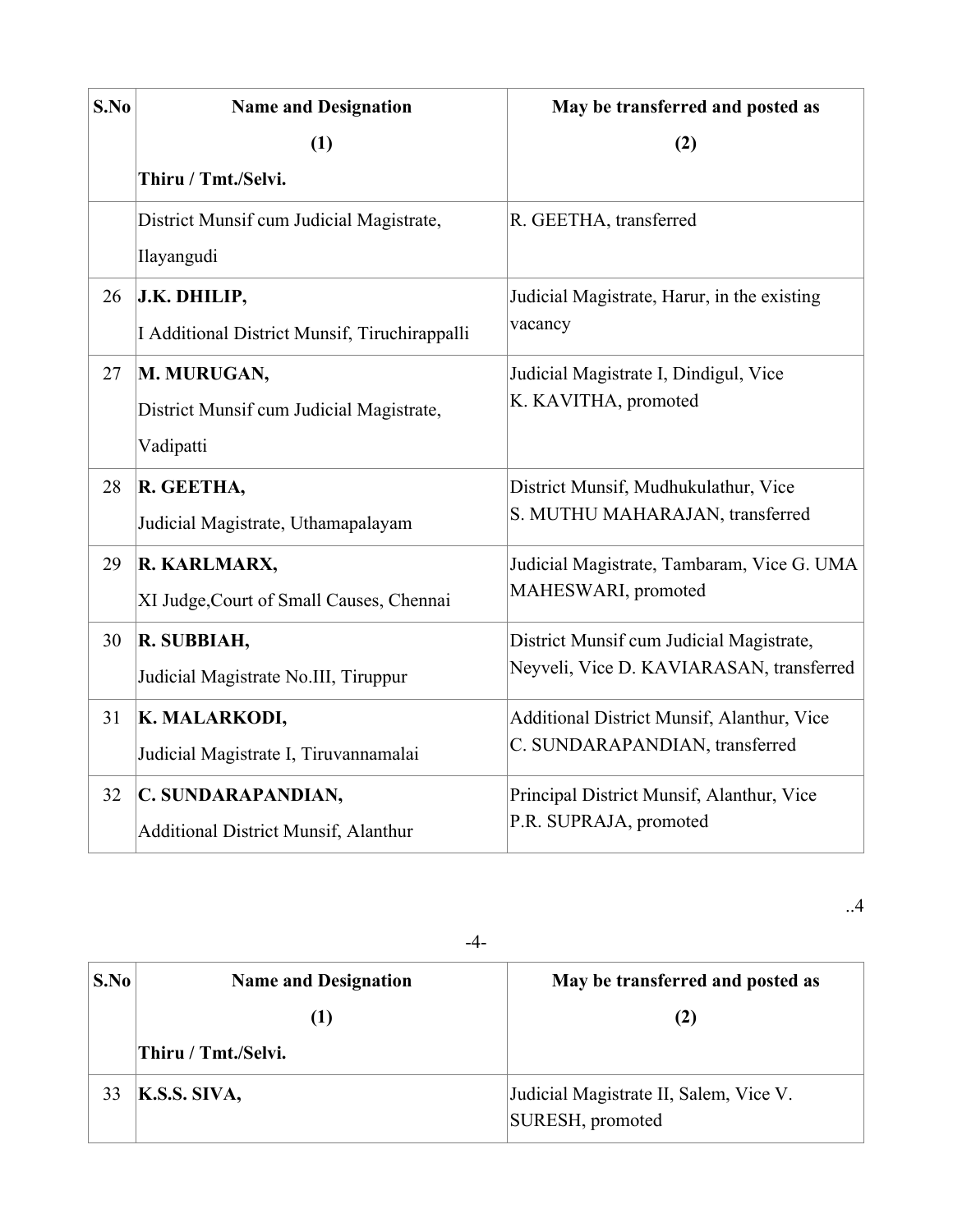| S.No | Name and Designation (1) Thiru / Tmt./Selvi. | May be transferred and posted as (2) |
|---|---|---|
| | District Munsif cum Judicial Magistrate, Ilayangudi | R. GEETHA, transferred |
| 26 | **J.K. DHILIP,** I Additional District Munsif, Tiruchirappalli | Judicial Magistrate, Harur, in the existing vacancy |
| 27 | **M. MURUGAN,** District Munsif cum Judicial Magistrate, Vadipatti | Judicial Magistrate I, Dindigul, Vice K. KAVITHA, promoted |
| 28 | **R. GEETHA,** Judicial Magistrate, Uthamapalayam | District Munsif, Mudhukulathur, Vice S. MUTHU MAHARAJAN, transferred |
| 29 | **R. KARLMARX,** XI Judge,Court of Small Causes, Chennai | Judicial Magistrate, Tambaram, Vice G. UMA MAHESWARI, promoted |
| 30 | **R. SUBBIAH,** Judicial Magistrate No.III, Tiruppur | District Munsif cum Judicial Magistrate, Neyveli, Vice D. KAVIARASAN, transferred |
| 31 | **K. MALARKODI,** Judicial Magistrate I, Tiruvannamalai | Additional District Munsif, Alanthur, Vice C. SUNDARAPANDIAN, transferred |
| 32 | **C. SUNDARAPANDIAN,** Additional District Munsif, Alanthur | Principal District Munsif, Alanthur, Vice P.R. SUPRAJA, promoted |

..4

| S.No | Name and Designation (1) Thiru / Tmt./Selvi. | May be transferred and posted as (2) |
|---|---|---|
| 33 | **K.S.S. SIVA,** | Judicial Magistrate II, Salem, Vice V. SURESH, promoted |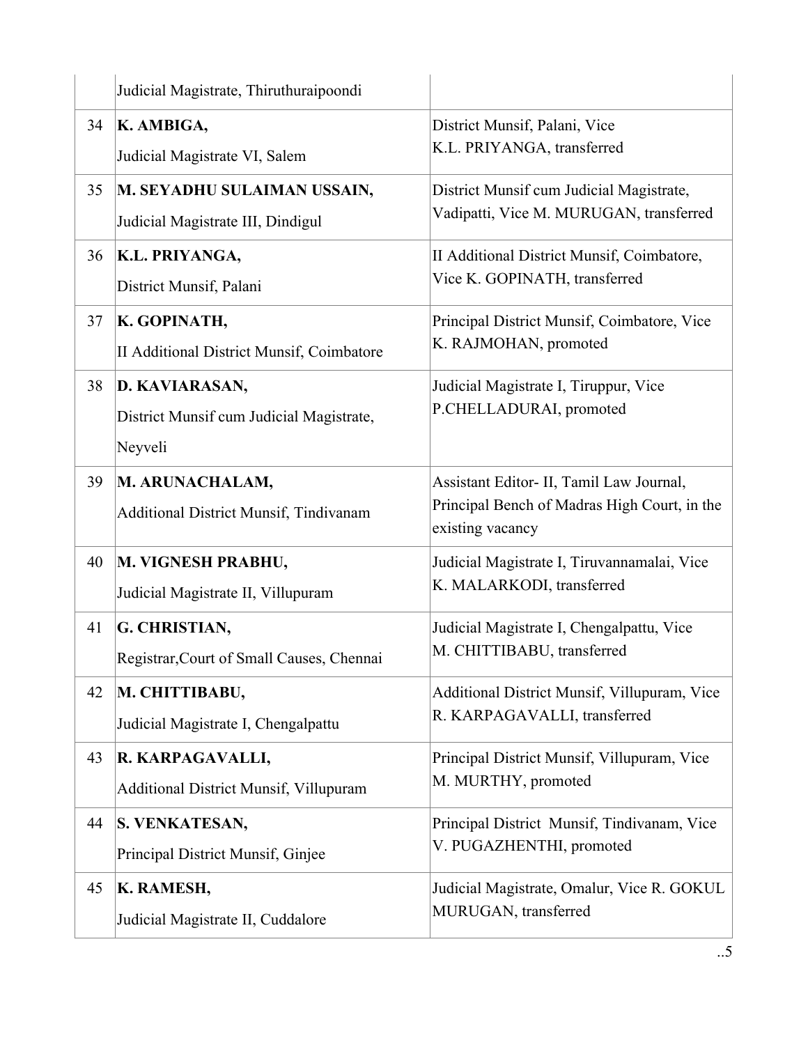| | | |
|---|---|---|
| | Judicial Magistrate, Thiruthuraipoondi | |
| 34 | **K. AMBIGA,** Judicial Magistrate VI, Salem | District Munsif, Palani, Vice K.L. PRIYANGA, transferred |
| 35 | **M. SEYADHU SULAIMAN USSAIN,** Judicial Magistrate III, Dindigul | District Munsif cum Judicial Magistrate, Vadipatti, Vice M. MURUGAN, transferred |
| 36 | **K.L. PRIYANGA,** District Munsif, Palani | II Additional District Munsif, Coimbatore, Vice K. GOPINATH, transferred |
| 37 | **K. GOPINATH,** II Additional District Munsif, Coimbatore | Principal District Munsif, Coimbatore, Vice K. RAJMOHAN, promoted |
| 38 | **D. KAVIARASAN,** District Munsif cum Judicial Magistrate, Neyveli | Judicial Magistrate I, Tiruppur, Vice P.CHELLADURAI, promoted |
| 39 | **M. ARUNACHALAM,** Additional District Munsif, Tindivanam | Assistant Editor- II, Tamil Law Journal, Principal Bench of Madras High Court, in the existing vacancy |
| 40 | **M. VIGNESH PRABHU,** Judicial Magistrate II, Villupuram | Judicial Magistrate I, Tiruvannamalai, Vice K. MALARKODI, transferred |
| 41 | **G. CHRISTIAN,** Registrar,Court of Small Causes, Chennai | Judicial Magistrate I, Chengalpattu, Vice M. CHITTIBABU, transferred |
| 42 | **M. CHITTIBABU,** Judicial Magistrate I, Chengalpattu | Additional District Munsif, Villupuram, Vice R. KARPAGAVALLI, transferred |
| 43 | **R. KARPAGAVALLI,** Additional District Munsif, Villupuram | Principal District Munsif, Villupuram, Vice M. MURTHY, promoted |
| 44 | **S. VENKATESAN,** Principal District Munsif, Ginjee | Principal District Munsif, Tindivanam, Vice V. PUGAZHENTHI, promoted |
| 45 | **K. RAMESH,** Judicial Magistrate II, Cuddalore | Judicial Magistrate, Omalur, Vice R. GOKUL MURUGAN, transferred |

..5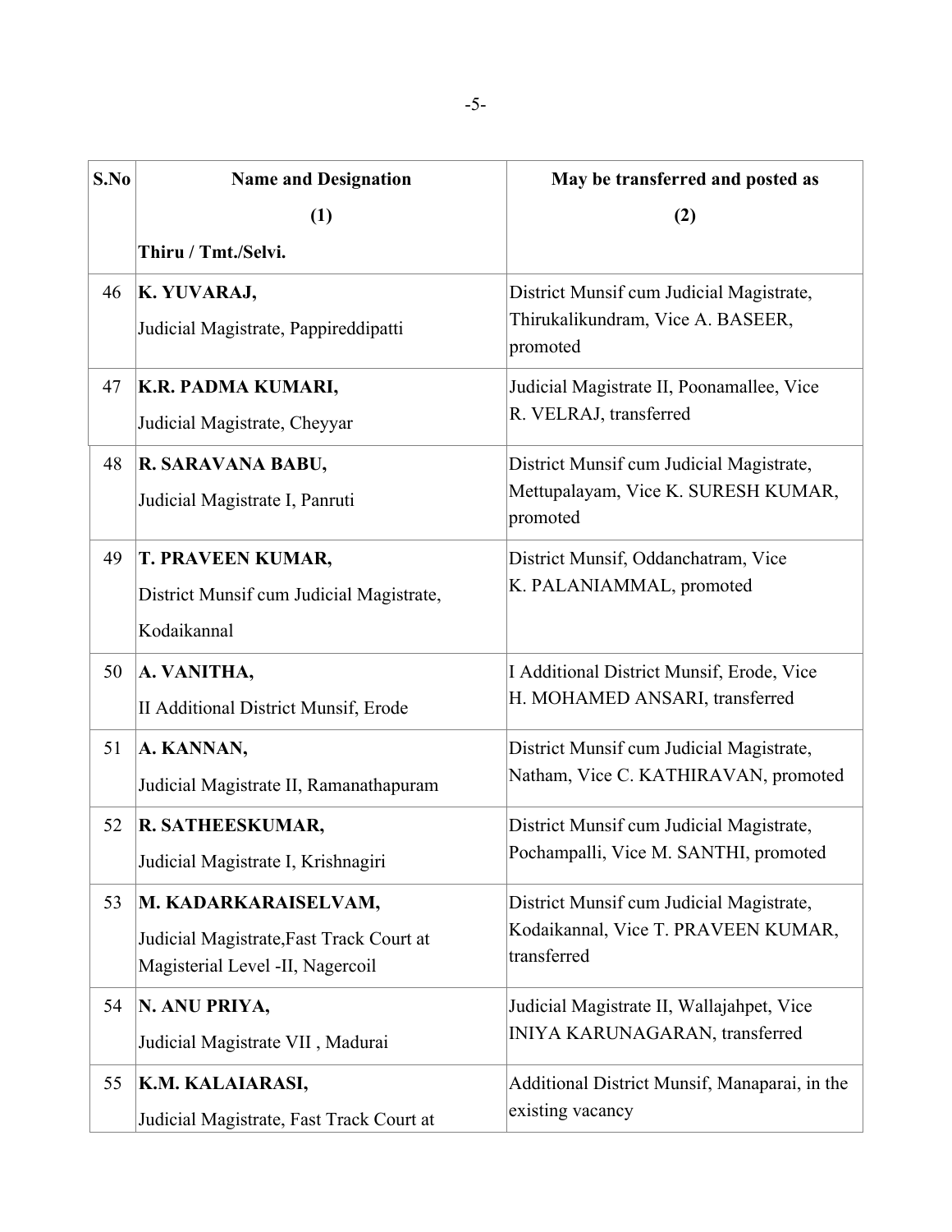| S.No | Name and Designation<br>(1)<br>Thiru / Tmt./Selvi. | May be transferred and posted as<br>(2) |
|---|---|---|
| 46 | **K. YUVARAJ,**<br>Judicial Magistrate, Pappireddipatti | District Munsif cum Judicial Magistrate, Thirukalikundram, Vice A. BASEER, promoted |
| 47 | **K.R. PADMA KUMARI,**<br>Judicial Magistrate, Cheyyar | Judicial Magistrate II, Poonamallee, Vice R. VELRAJ, transferred |
| 48 | **R. SARAVANA BABU,**<br>Judicial Magistrate I, Panruti | District Munsif cum Judicial Magistrate, Mettupalayam, Vice K. SURESH KUMAR, promoted |
| 49 | **T. PRAVEEN KUMAR,**<br>District Munsif cum Judicial Magistrate, Kodaikannal | District Munsif, Oddanchatram, Vice K. PALANIAMMAL, promoted |
| 50 | **A. VANITHA,**<br>II Additional District Munsif, Erode | I Additional District Munsif, Erode, Vice H. MOHAMED ANSARI, transferred |
| 51 | **A. KANNAN,**<br>Judicial Magistrate II, Ramanathapuram | District Munsif cum Judicial Magistrate, Natham, Vice C. KATHIRAVAN, promoted |
| 52 | **R. SATHEESKUMAR,**<br>Judicial Magistrate I, Krishnagiri | District Munsif cum Judicial Magistrate, Pochampalli, Vice M. SANTHI, promoted |
| 53 | **M. KADARKARAISELVAM,**<br>Judicial Magistrate,Fast Track Court at Magisterial Level -II, Nagercoil | District Munsif cum Judicial Magistrate, Kodaikannal, Vice T. PRAVEEN KUMAR, transferred |
| 54 | **N. ANU PRIYA,**<br>Judicial Magistrate VII , Madurai | Judicial Magistrate II, Wallajahpet, Vice INIYA KARUNAGARAN, transferred |
| 55 | **K.M. KALAIARASI,**<br>Judicial Magistrate, Fast Track Court at | Additional District Munsif, Manaparai, in the existing vacancy |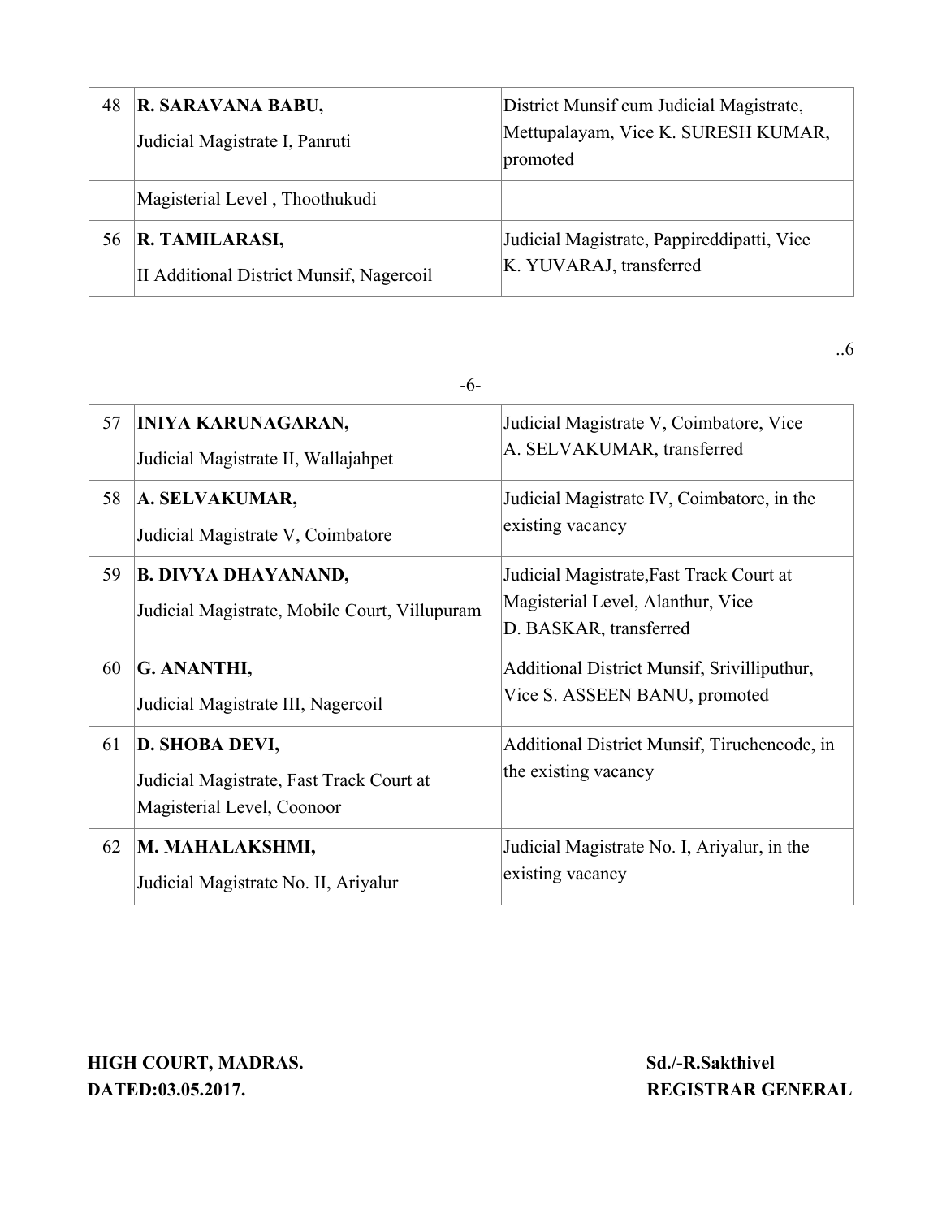| 48 | **R. SARAVANA BABU,**<br>Judicial Magistrate I, Panruti | District Munsif cum Judicial Magistrate, Mettupalayam, Vice K. SURESH KUMAR, promoted |
|---|---|---|
| | Magisterial Level , Thoothukudi | |
| 56 | **R. TAMILARASI,**<br>II Additional District Munsif, Nagercoil | Judicial Magistrate, Pappireddipatti, Vice K. YUVARAJ, transferred |

..6

-6-

| 57 | **INIYA KARUNAGARAN,**<br>Judicial Magistrate II, Wallajahpet | Judicial Magistrate V, Coimbatore, Vice A. SELVAKUMAR, transferred |
|---|---|---|
| 58 | **A. SELVAKUMAR,**<br>Judicial Magistrate V, Coimbatore | Judicial Magistrate IV, Coimbatore, in the existing vacancy |
| 59 | **B. DIVYA DHAYANAND,**<br>Judicial Magistrate, Mobile Court, Villupuram | Judicial Magistrate,Fast Track Court at Magisterial Level, Alanthur, Vice D. BASKAR, transferred |
| 60 | **G. ANANTHI,**<br>Judicial Magistrate III, Nagercoil | Additional District Munsif, Srivilliputhur, Vice S. ASSEEN BANU, promoted |
| 61 | **D. SHOBA DEVI,**<br>Judicial Magistrate, Fast Track Court at Magisterial Level, Coonoor | Additional District Munsif, Tiruchencode, in the existing vacancy |
| 62 | **M. MAHALAKSHMI,**<br>Judicial Magistrate No. II, Ariyalur | Judicial Magistrate No. I, Ariyalur, in the existing vacancy |

**HIGH COURT, MADRAS.** **Sd./-R.Sakthivel**
**DATED:03.05.2017.** **REGISTRAR GENERAL**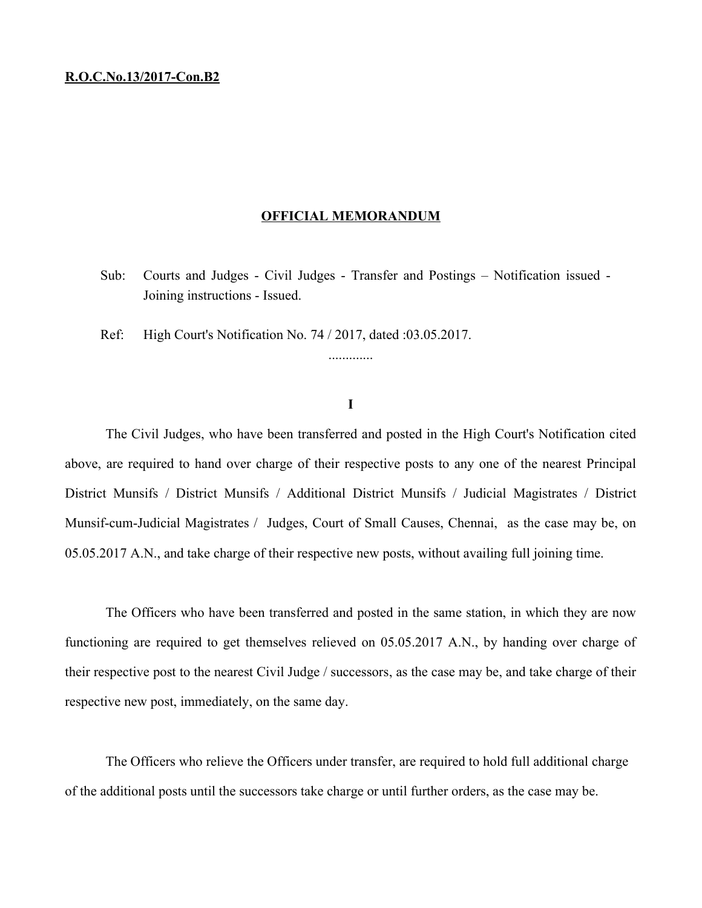**R.O.C.No.13/2017-Con.B2**

**OFFICIAL MEMORANDUM**

Sub: Courts and Judges - Civil Judges - Transfer and Postings – Notification issued - Joining instructions - Issued.

Ref: High Court's Notification No. 74 / 2017, dated :03.05.2017.

.............

**I**

The Civil Judges, who have been transferred and posted in the High Court's Notification cited above, are required to hand over charge of their respective posts to any one of the nearest Principal District Munsifs / District Munsifs / Additional District Munsifs / Judicial Magistrates / District Munsif-cum-Judicial Magistrates / Judges, Court of Small Causes, Chennai, as the case may be, on 05.05.2017 A.N., and take charge of their respective new posts, without availing full joining time.

The Officers who have been transferred and posted in the same station, in which they are now functioning are required to get themselves relieved on 05.05.2017 A.N., by handing over charge of their respective post to the nearest Civil Judge / successors, as the case may be, and take charge of their respective new post, immediately, on the same day.

The Officers who relieve the Officers under transfer, are required to hold full additional charge of the additional posts until the successors take charge or until further orders, as the case may be.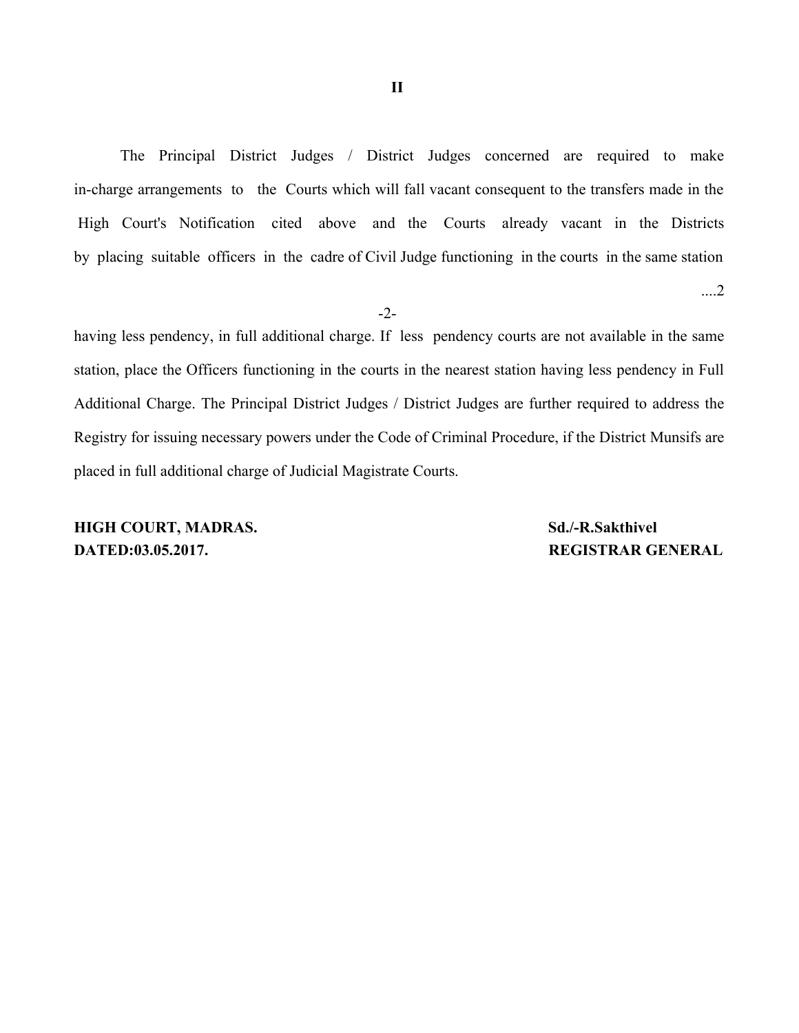**II**

The Principal District Judges / District Judges concerned are required to make in-charge arrangements to the Courts which will fall vacant consequent to the transfers made in the High Court's Notification cited above and the Courts already vacant in the Districts by placing suitable officers in the cadre of Civil Judge functioning in the courts in the same station having less pendency, in full additional charge. If less pendency courts are not available in the same station, place the Officers functioning in the courts in the nearest station having less pendency in Full Additional Charge. The Principal District Judges / District Judges are further required to address the Registry for issuing necessary powers under the Code of Criminal Procedure, if the District Munsifs are placed in full additional charge of Judicial Magistrate Courts.

**HIGH COURT, MADRAS.**
**DATED:03.05.2017.**

**Sd./-R.Sakthivel**
**REGISTRAR GENERAL**